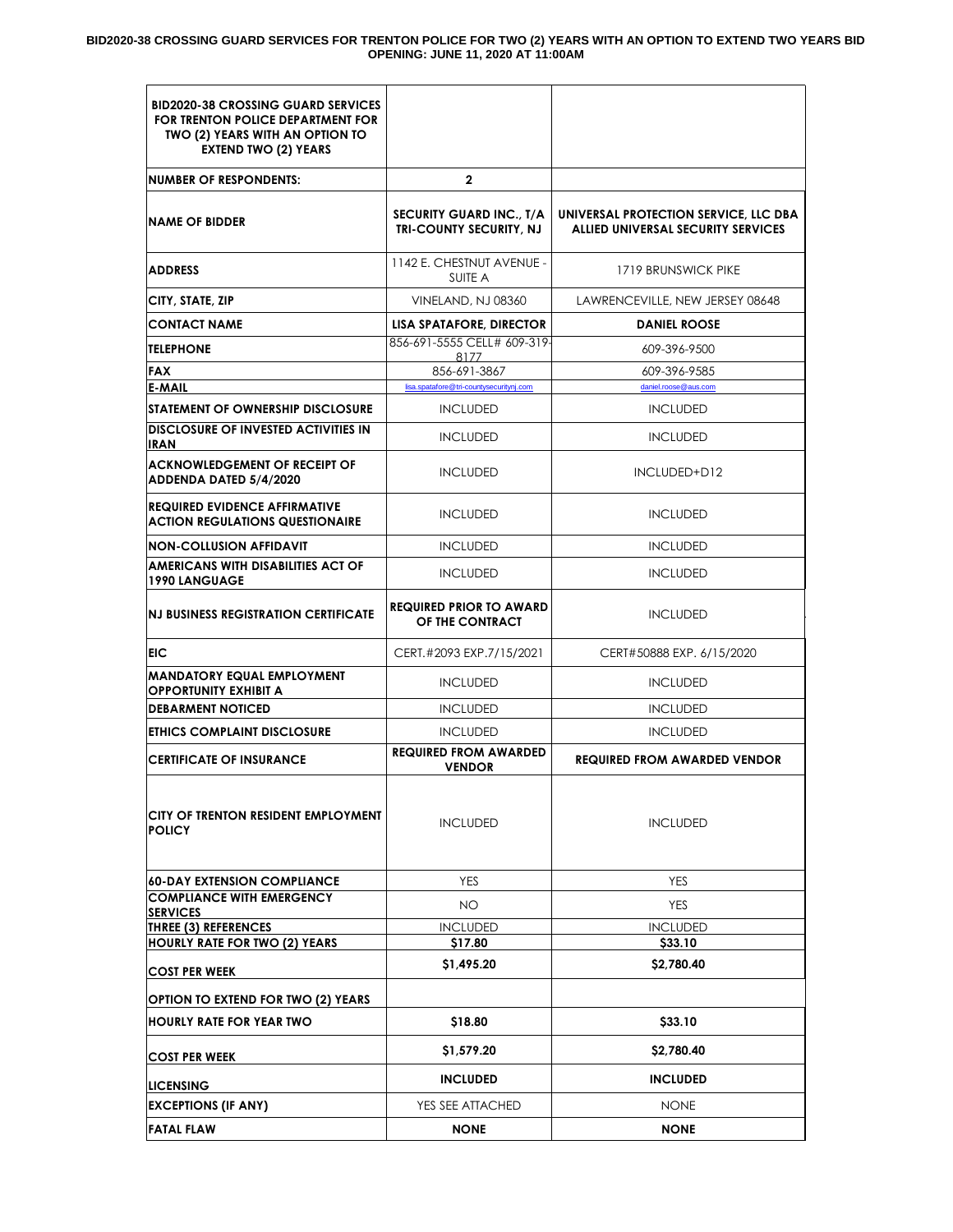**BID2020-38 CROSSING GUARD SERVICES FOR TRENTON POLICE FOR TWO (2) YEARS WITH AN OPTION TO EXTEND TWO YEARS BID OPENING: JUNE 11, 2020 AT 11:00AM**

| **BID2020-38 CROSSING GUARD SERVICES FOR TRENTON POLICE DEPARTMENT FOR TWO (2) YEARS WITH AN OPTION TO EXTEND TWO (2) YEARS** | | |
|---|---|---|
| **NUMBER OF RESPONDENTS:** | **2** | |
| **NAME OF BIDDER** | **SECURITY GUARD INC., T/A TRI-COUNTY SECURITY, NJ** | **UNIVERSAL PROTECTION SERVICE, LLC DBA ALLIED UNIVERSAL SECURITY SERVICES** |
| **ADDRESS** | 1142 E. CHESTNUT AVENUE - SUITE A | 1719 BRUNSWICK PIKE |
| **CITY, STATE, ZIP** | VINELAND, NJ 08360 | LAWRENCEVILLE, NEW JERSEY 08648 |
| **CONTACT NAME** | **LISA SPATAFORE, DIRECTOR** | **DANIEL ROOSE** |
| **TELEPHONE** | 856-691-5555 CELL# 609-319-8177 | 609-396-9500 |
| **FAX** | 856-691-3867 | 609-396-9585 |
| **E-MAIL** | lisa.spatafore@tri-countysecuritynj.com | daniel.roose@aus.com |
| **STATEMENT OF OWNERSHIP DISCLOSURE** | INCLUDED | INCLUDED |
| **DISCLOSURE OF INVESTED ACTIVITIES IN IRAN** | INCLUDED | INCLUDED |
| **ACKNOWLEDGEMENT OF RECEIPT OF ADDENDA DATED 5/4/2020** | INCLUDED | INCLUDED+D12 |
| **REQUIRED EVIDENCE AFFIRMATIVE ACTION REGULATIONS QUESTIONAIRE** | INCLUDED | INCLUDED |
| **NON-COLLUSION AFFIDAVIT** | INCLUDED | INCLUDED |
| **AMERICANS WITH DISABILITIES ACT OF 1990 LANGUAGE** | INCLUDED | INCLUDED |
| **NJ BUSINESS REGISTRATION CERTIFICATE** | **REQUIRED PRIOR TO AWARD OF THE CONTRACT** | INCLUDED |
| **EIC** | CERT.#2093 EXP.7/15/2021 | CERT#50888 EXP. 6/15/2020 |
| **MANDATORY EQUAL EMPLOYMENT OPPORTUNITY EXHIBIT A** | INCLUDED | INCLUDED |
| **DEBARMENT NOTICED** | INCLUDED | INCLUDED |
| **ETHICS COMPLAINT DISCLOSURE** | INCLUDED | INCLUDED |
| **CERTIFICATE OF INSURANCE** | **REQUIRED FROM AWARDED VENDOR** | **REQUIRED FROM AWARDED VENDOR** |
| **CITY OF TRENTON RESIDENT EMPLOYMENT POLICY** | INCLUDED | INCLUDED |
| **60-DAY EXTENSION COMPLIANCE** | YES | YES |
| **COMPLIANCE WITH EMERGENCY SERVICES** | NO | YES |
| **THREE (3) REFERENCES** | INCLUDED | INCLUDED |
| **HOURLY RATE FOR TWO (2) YEARS** | **$17.80** | **$33.10** |
| **COST PER WEEK** | **$1,495.20** | **$2,780.40** |
| **OPTION TO EXTEND FOR TWO (2) YEARS** | | |
| **HOURLY RATE FOR YEAR TWO** | **$18.80** | **$33.10** |
| **COST PER WEEK** | **$1,579.20** | **$2,780.40** |
| **LICENSING** | **INCLUDED** | **INCLUDED** |
| **EXCEPTIONS (IF ANY)** | YES SEE ATTACHED | NONE |
| **FATAL FLAW** | **NONE** | **NONE** |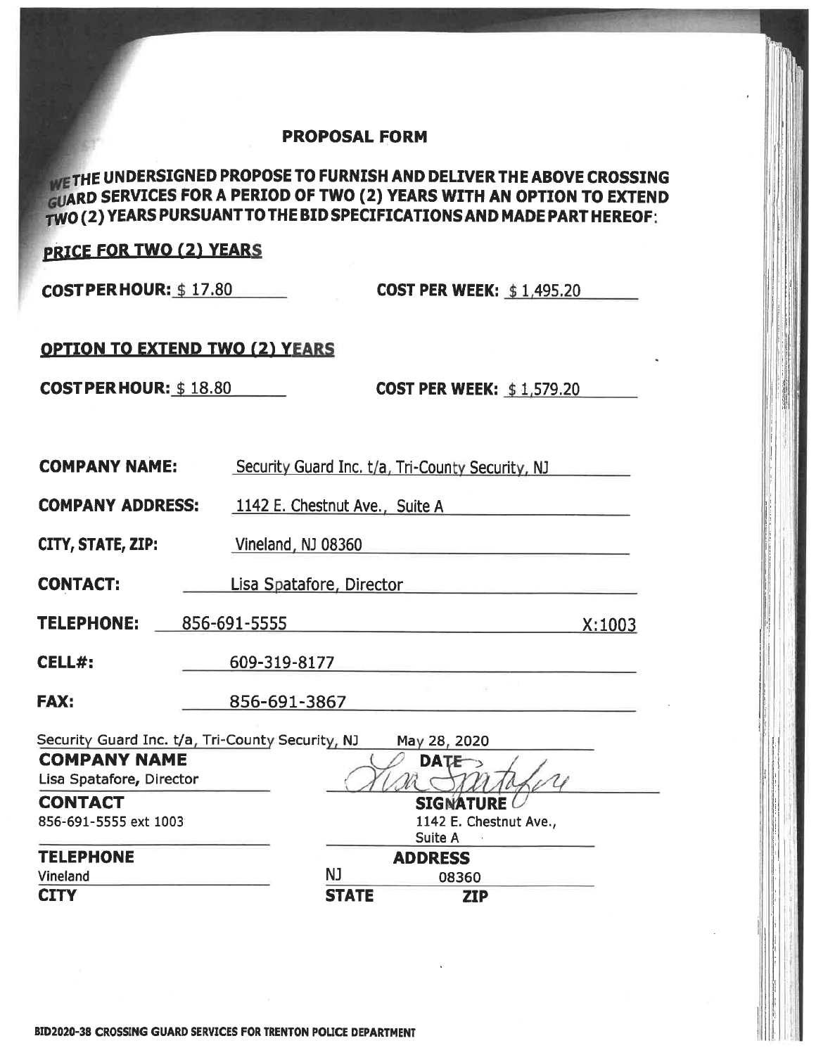## PROPOSAL FORM

**WE THE UNDERSIGNED PROPOSE TO FURNISH AND DELIVER THE ABOVE CROSSING GUARD SERVICES FOR A PERIOD OF TWO (2) YEARS WITH AN OPTION TO EXTEND TWO (2) YEARS PURSUANT TO THE BID SPECIFICATIONS AND MADE PART HEREOF:**

**PRICE FOR TWO (2) YEARS**

**COST PER HOUR:** $ 17.80 **COST PER WEEK:** $ 1,495.20

**OPTION TO EXTEND TWO (2) YEARS**

**COST PER HOUR:** $ 18.80 **COST PER WEEK:** $ 1,579.20

**COMPANY NAME:** Security Guard Inc. t/a, Tri-County Security, NJ

**COMPANY ADDRESS:** 1142 E. Chestnut Ave., Suite A

**CITY, STATE, ZIP:** Vineland, NJ 08360

**CONTACT:** Lisa Spatafore, Director

**TELEPHONE:** 856-691-5555 X:1003

**CELL#:** 609-319-8177

**FAX:** 856-691-3867

| | |
|---|---|
| Security Guard Inc. t/a, Tri-County Security, NJ | May 28, 2020 |
| **COMPANY NAME** | **DATE** |
| Lisa Spatafore, Director | Lisa Spatafore |
| **CONTACT** | **SIGNATURE** |
| 856-691-5555 ext 1003 | 1142 E. Chestnut Ave., Suite A |
| **TELEPHONE** | **ADDRESS** |
| Vineland | NJ 08360 |
| **CITY** | **STATE ZIP** |

BID2020-38 CROSSING GUARD SERVICES FOR TRENTON POLICE DEPARTMENT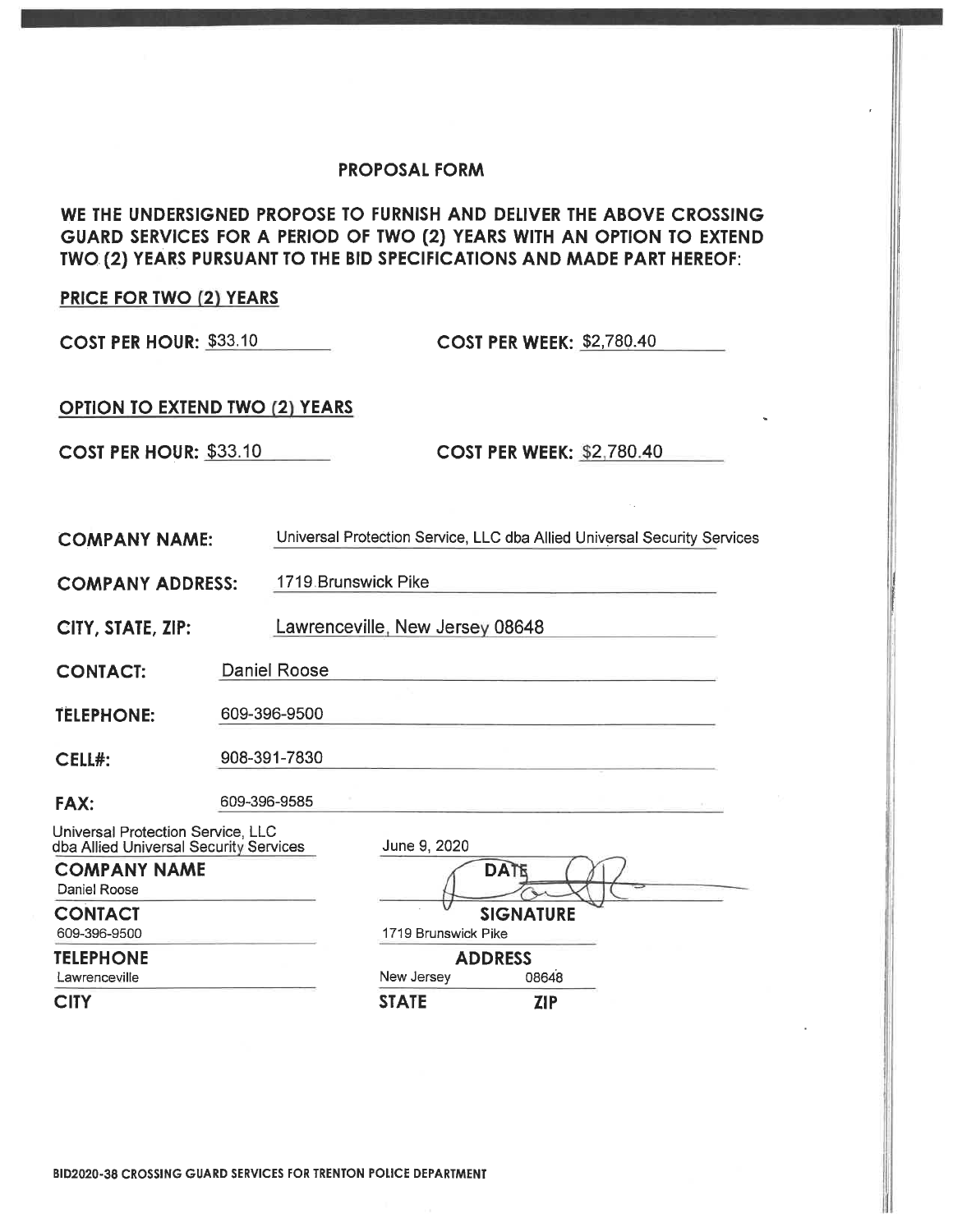## PROPOSAL FORM

**WE THE UNDERSIGNED PROPOSE TO FURNISH AND DELIVER THE ABOVE CROSSING GUARD SERVICES FOR A PERIOD OF TWO (2) YEARS WITH AN OPTION TO EXTEND TWO (2) YEARS PURSUANT TO THE BID SPECIFICATIONS AND MADE PART HEREOF:**

**PRICE FOR TWO (2) YEARS**

**COST PER HOUR:** $33.10 **COST PER WEEK:** $2,780.40

**OPTION TO EXTEND TWO (2) YEARS**

**COST PER HOUR:** $33.10 **COST PER WEEK:** $2,780.40

**COMPANY NAME:** Universal Protection Service, LLC dba Allied Universal Security Services

**COMPANY ADDRESS:** 1719 Brunswick Pike

**CITY, STATE, ZIP:** Lawrenceville, New Jersey 08648

**CONTACT:** Daniel Roose

**TELEPHONE:** 609-396-9500

**CELL#:** 908-391-7830

**FAX:** 609-396-9585

| | |
|---|---|
| Universal Protection Service, LLC dba Allied Universal Security Services | June 9, 2020 |
| **COMPANY NAME** | **DATE** |
| Daniel Roose | [signature] |
| **CONTACT** | **SIGNATURE** |
| 609-396-9500 | 1719 Brunswick Pike |
| **TELEPHONE** | **ADDRESS** |
| Lawrenceville | New Jersey 08648 |
| **CITY** | **STATE ZIP** |

BID2020-38 CROSSING GUARD SERVICES FOR TRENTON POLICE DEPARTMENT